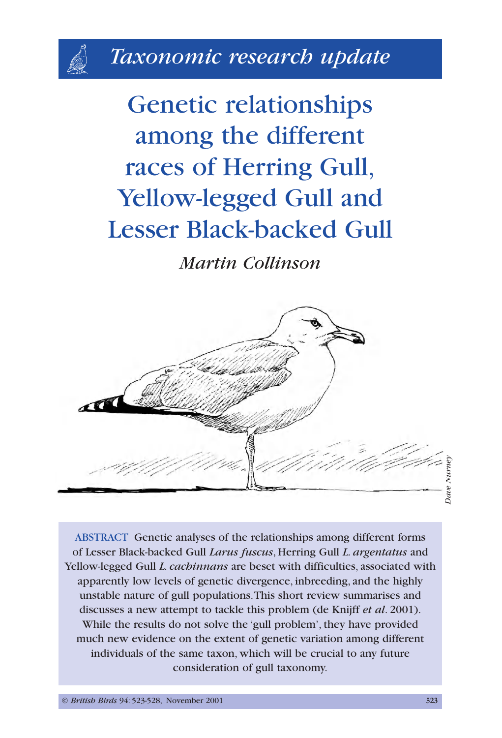*Taxonomic research update*

# Genetic relationships among the different races of Herring Gull, Yellow-legged Gull and Lesser Black-backed Gull

*Martin Collinson*

Dave Nurney

**ABSTRACT** Genetic analyses of the relationships among different forms of Lesser Black-backed Gull *Larus fuscus*, Herring Gull *L. argentatus* and Yellow-legged Gull *L. cachinnans* are beset with difficulties, associated with apparently low levels of genetic divergence, inbreeding, and the highly unstable nature of gull populations. This short review summarises and discusses a new attempt to tackle this problem (de Knijff *et al*. 2001). While the results do not solve the 'gull problem', they have provided much new evidence on the extent of genetic variation among different individuals of the same taxon, which will be crucial to any future consideration of gull taxonomy.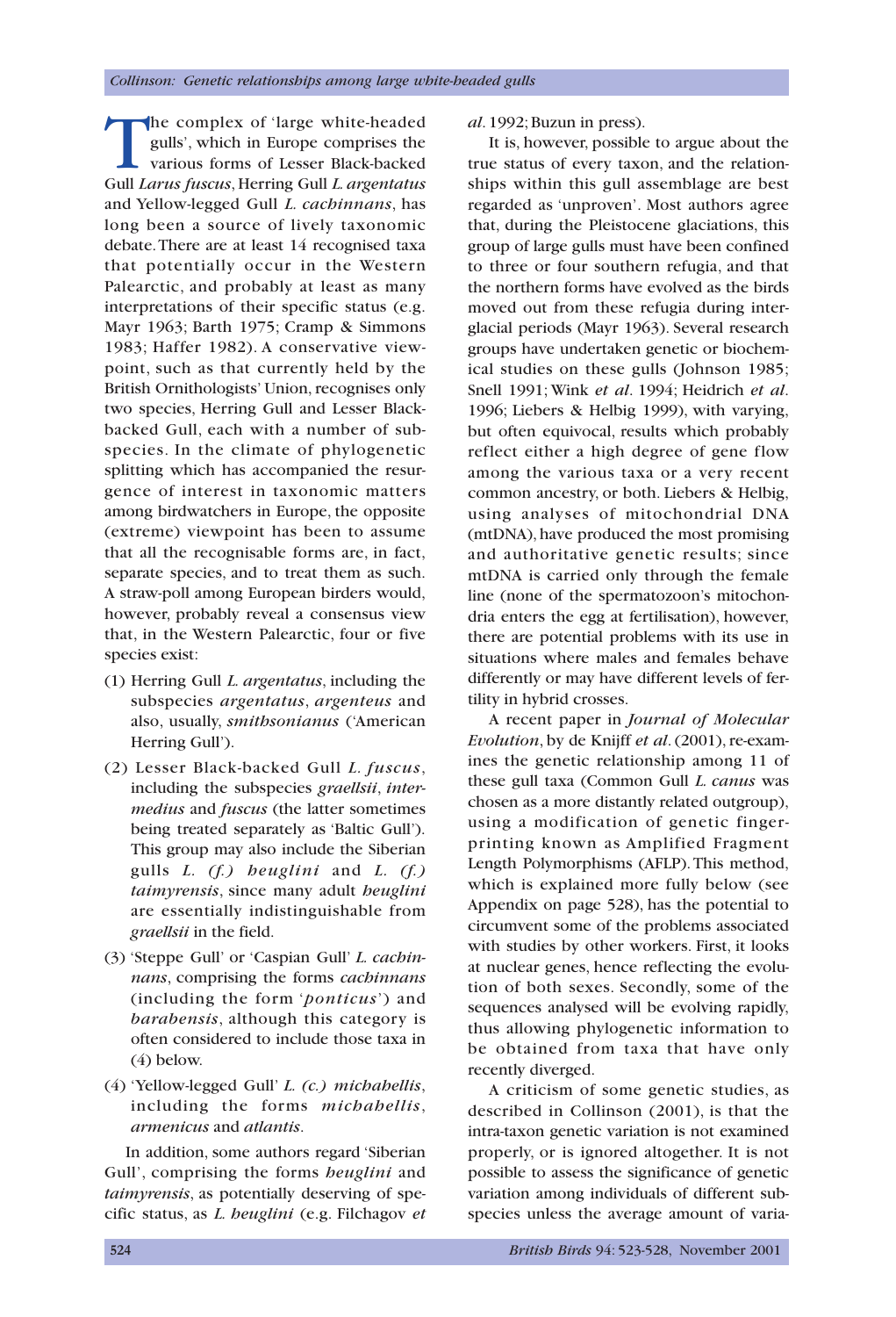The complex of 'large white-headed gulls', which in Europe comprises the various forms of Lesser Black-backed Gull *Larus fuscus*, Herring Gull *L. argentatus* and Yellow-legged Gull *L. cachinnans*, has long been a source of lively taxonomic debate. There are at least 14 recognised taxa that potentially occur in the Western Palearctic, and probably at least as many interpretations of their specific status (e.g. Mayr 1963; Barth 1975; Cramp & Simmons 1983; Haffer 1982). A conservative viewpoint, such as that currently held by the British Ornithologists' Union, recognises only two species, Herring Gull and Lesser Black-backed Gull, each with a number of subspecies. In the climate of phylogenetic splitting which has accompanied the resurgence of interest in taxonomic matters among birdwatchers in Europe, the opposite (extreme) viewpoint has been to assume that all the recognisable forms are, in fact, separate species, and to treat them as such. A straw-poll among European birders would, however, probably reveal a consensus view that, in the Western Palearctic, four or five species exist:

(1) Herring Gull *L. argentatus*, including the subspecies *argentatus*, *argenteus* and also, usually, *smithsonianus* ('American Herring Gull').

(2) Lesser Black-backed Gull *L. fuscus*, including the subspecies *graellsii*, *intermedius* and *fuscus* (the latter sometimes being treated separately as 'Baltic Gull'). This group may also include the Siberian gulls *L. (f.) heuglini* and *L. (f.) taimyrensis*, since many adult *heuglini* are essentially indistinguishable from *graellsii* in the field.

(3) 'Steppe Gull' or 'Caspian Gull' *L. cachinnans*, comprising the forms *cachinnans* (including the form '*ponticus*') and *barabensis*, although this category is often considered to include those taxa in (4) below.

(4) 'Yellow-legged Gull' *L. (c.) michahellis*, including the forms *michahellis*, *armenicus* and *atlantis*.

In addition, some authors regard 'Siberian Gull', comprising the forms *heuglini* and *taimyrensis*, as potentially deserving of specific status, as *L. heuglini* (e.g. Filchagov *et al*. 1992; Buzun in press).

It is, however, possible to argue about the true status of every taxon, and the relationships within this gull assemblage are best regarded as 'unproven'. Most authors agree that, during the Pleistocene glaciations, this group of large gulls must have been confined to three or four southern refugia, and that the northern forms have evolved as the birds moved out from these refugia during interglacial periods (Mayr 1963). Several research groups have undertaken genetic or biochemical studies on these gulls (Johnson 1985; Snell 1991; Wink *et al*. 1994; Heidrich *et al*. 1996; Liebers & Helbig 1999), with varying, but often equivocal, results which probably reflect either a high degree of gene flow among the various taxa or a very recent common ancestry, or both. Liebers & Helbig, using analyses of mitochondrial DNA (mtDNA), have produced the most promising and authoritative genetic results; since mtDNA is carried only through the female line (none of the spermatozoon's mitochondria enters the egg at fertilisation), however, there are potential problems with its use in situations where males and females behave differently or may have different levels of fertility in hybrid crosses.

A recent paper in *Journal of Molecular Evolution*, by de Knijff *et al*. (2001), re-examines the genetic relationship among 11 of these gull taxa (Common Gull *L. canus* was chosen as a more distantly related outgroup), using a modification of genetic fingerprinting known as Amplified Fragment Length Polymorphisms (AFLP). This method, which is explained more fully below (see Appendix on page 528), has the potential to circumvent some of the problems associated with studies by other workers. First, it looks at nuclear genes, hence reflecting the evolution of both sexes. Secondly, some of the sequences analysed will be evolving rapidly, thus allowing phylogenetic information to be obtained from taxa that have only recently diverged.

A criticism of some genetic studies, as described in Collinson (2001), is that the intra-taxon genetic variation is not examined properly, or is ignored altogether. It is not possible to assess the significance of genetic variation among individuals of different subspecies unless the average amount of varia-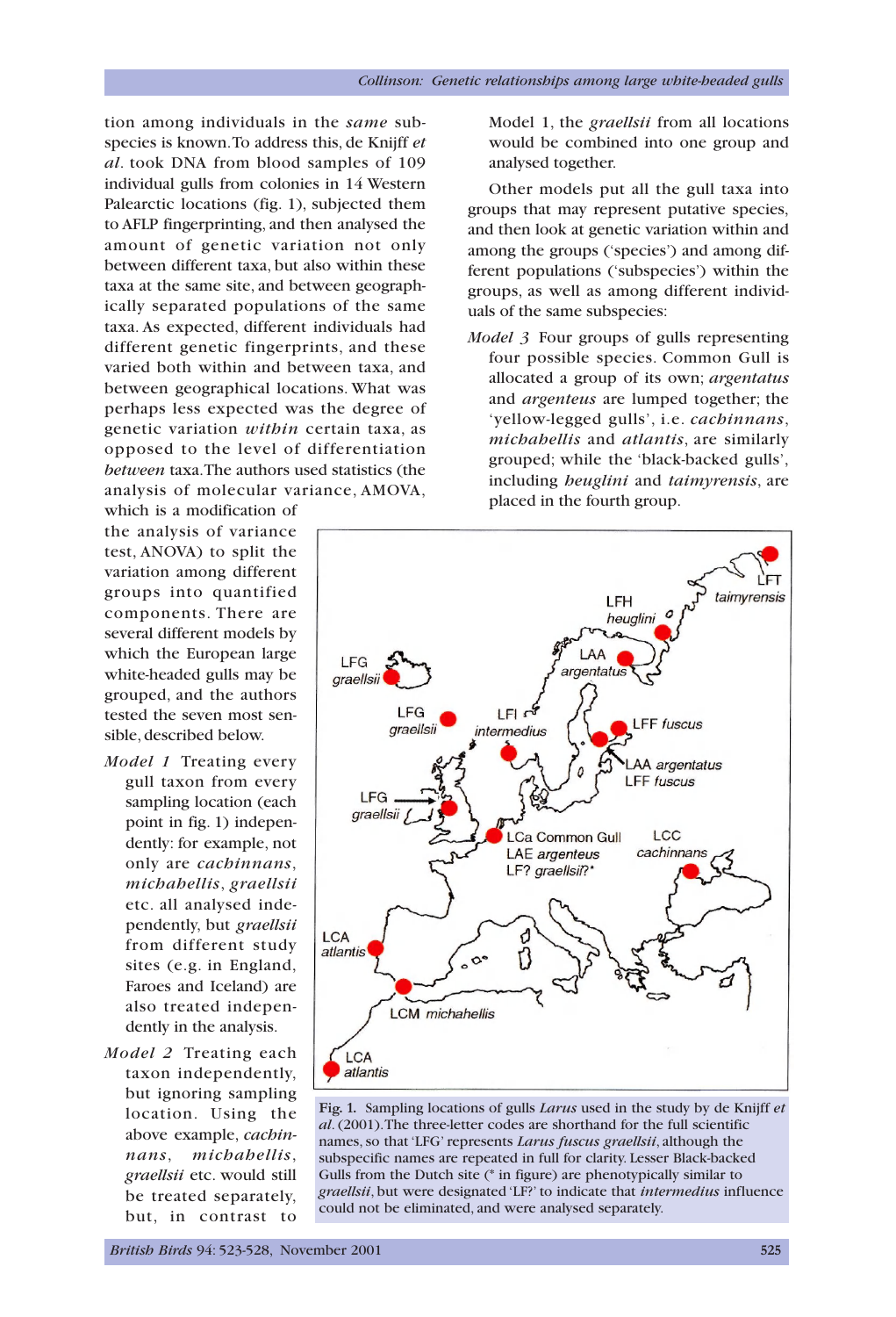tion among individuals in the *same* subspecies is known. To address this, de Knijff *et al*. took DNA from blood samples of 109 individual gulls from colonies in 14 Western Palearctic locations (fig. 1), subjected them to AFLP fingerprinting, and then analysed the amount of genetic variation not only between different taxa, but also within these taxa at the same site, and between geographically separated populations of the same taxa. As expected, different individuals had different genetic fingerprints, and these varied both within and between taxa, and between geographical locations. What was perhaps less expected was the degree of genetic variation *within* certain taxa, as opposed to the level of differentiation *between* taxa. The authors used statistics (the analysis of molecular variance, AMOVA, which is a modification of the analysis of variance test, ANOVA) to split the variation among different groups into quantified components. There are several different models by which the European large white-headed gulls may be grouped, and the authors tested the seven most sensible, described below.

*Model 1* Treating every gull taxon from every sampling location (each point in fig. 1) independently: for example, not only are *cachinnans*, *michahellis*, *graellsii* etc. all analysed independently, but *graellsii* from different study sites (e.g. in England, Faroes and Iceland) are also treated independently in the analysis.

*Model 2* Treating each taxon independently, but ignoring sampling location. Using the above example, *cachinnans*, *michahellis*, *graellsii* etc. would still be treated separately, but, in contrast to Model 1, the *graellsii* from all locations would be combined into one group and analysed together.

Other models put all the gull taxa into groups that may represent putative species, and then look at genetic variation within and among the groups ('species') and among different populations ('subspecies') within the groups, as well as among different individuals of the same subspecies:

*Model 3* Four groups of gulls representing four possible species. Common Gull is allocated a group of its own; *argentatus* and *argenteus* are lumped together; the 'yellow-legged gulls', i.e. *cachinnans*, *michahellis* and *atlantis*, are similarly grouped; while the 'black-backed gulls', including *heuglini* and *taimyrensis*, are placed in the fourth group.

Fig. 1. Sampling locations of gulls *Larus* used in the study by de Knijff *et al*. (2001). The three-letter codes are shorthand for the full scientific names, so that 'LFG' represents *Larus fuscus graellsii*, although the subspecific names are repeated in full for clarity. Lesser Black-backed Gulls from the Dutch site (* in figure) are phenotypically similar to *graellsii*, but were designated 'LF?' to indicate that *intermedius* influence could not be eliminated, and were analysed separately.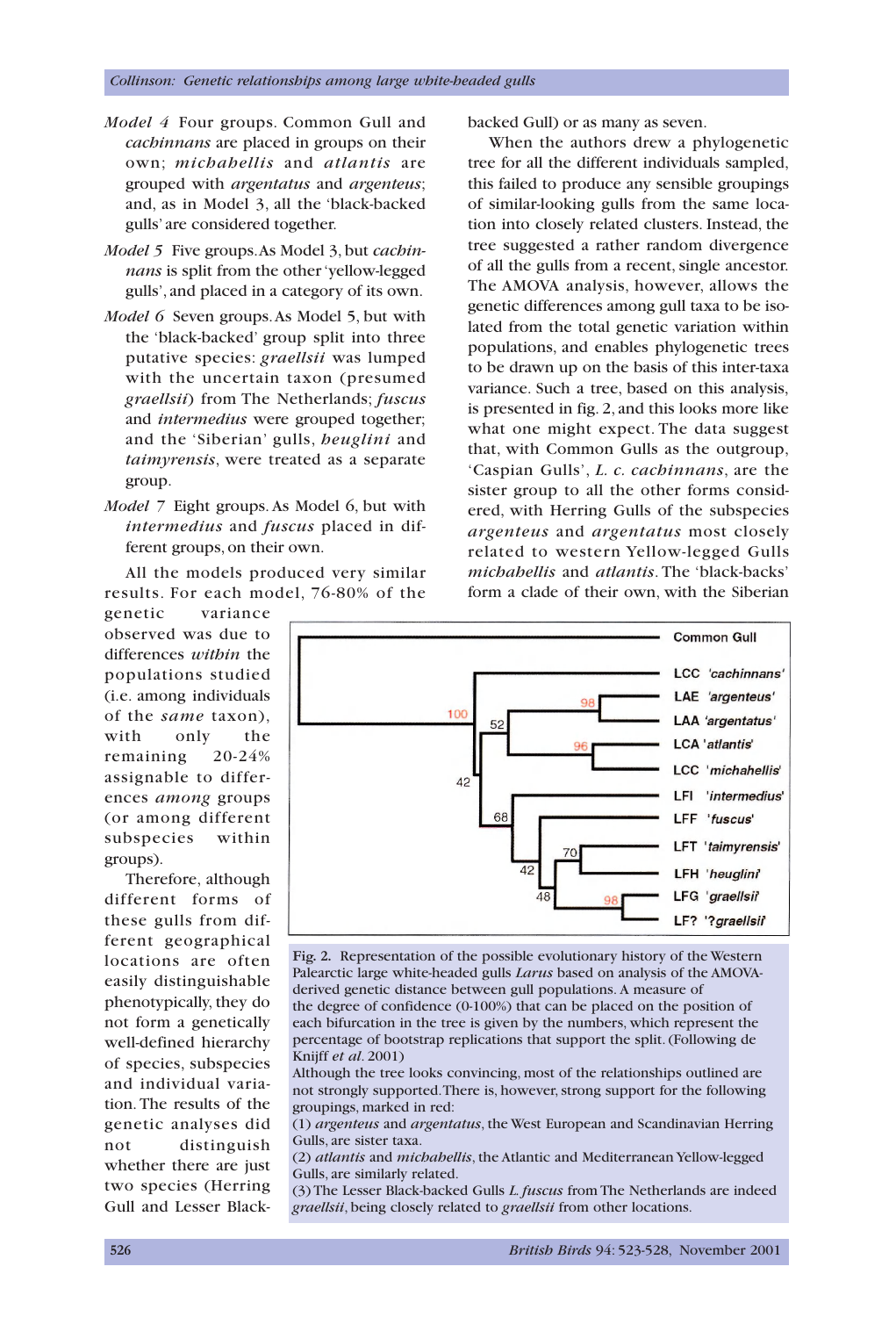*Model 4* Four groups. Common Gull and *cachinnans* are placed in groups on their own; *michahellis* and *atlantis* are grouped with *argentatus* and *argenteus*; and, as in Model 3, all the 'black-backed gulls' are considered together.

*Model 5* Five groups. As Model 3, but *cachinnans* is split from the other 'yellow-legged gulls', and placed in a category of its own.

*Model 6* Seven groups. As Model 5, but with the 'black-backed' group split into three putative species: *graellsii* was lumped with the uncertain taxon (presumed *graellsii*) from The Netherlands; *fuscus* and *intermedius* were grouped together; and the 'Siberian' gulls, *heuglini* and *taimyrensis*, were treated as a separate group.

*Model 7* Eight groups. As Model 6, but with *intermedius* and *fuscus* placed in different groups, on their own.

All the models produced very similar results. For each model, 76-80% of the genetic variance observed was due to differences *within* the populations studied (i.e. among individuals of the *same* taxon), with only the remaining 20-24% assignable to differences *among* groups (or among different subspecies within groups).

Therefore, although different forms of these gulls from different geographical locations are often easily distinguishable phenotypically, they do not form a genetically well-defined hierarchy of species, subspecies and individual variation. The results of the genetic analyses did not distinguish whether there are just two species (Herring Gull and Lesser Black-backed Gull) or as many as seven.

When the authors drew a phylogenetic tree for all the different individuals sampled, this failed to produce any sensible groupings of similar-looking gulls from the same location into closely related clusters. Instead, the tree suggested a rather random divergence of all the gulls from a recent, single ancestor. The AMOVA analysis, however, allows the genetic differences among gull taxa to be isolated from the total genetic variation within populations, and enables phylogenetic trees to be drawn up on the basis of this inter-taxa variance. Such a tree, based on this analysis, is presented in fig. 2, and this looks more like what one might expect. The data suggest that, with Common Gulls as the outgroup, 'Caspian Gulls', *L. c. cachinnans*, are the sister group to all the other forms considered, with Herring Gulls of the subspecies *argenteus* and *argentatus* most closely related to western Yellow-legged Gulls *michahellis* and *atlantis*. The 'black-backs' form a clade of their own, with the Siberian

Fig. 2. Representation of the possible evolutionary history of the Western Palearctic large white-headed gulls *Larus* based on analysis of the AMOVA-derived genetic distance between gull populations. A measure of the degree of confidence (0-100%) that can be placed on the position of each bifurcation in the tree is given by the numbers, which represent the percentage of bootstrap replications that support the split. (Following de Knijff *et al.* 2001)
Although the tree looks convincing, most of the relationships outlined are not strongly supported. There is, however, strong support for the following groupings, marked in red:
(1) *argenteus* and *argentatus*, the West European and Scandinavian Herring Gulls, are sister taxa.
(2) *atlantis* and *michahellis*, the Atlantic and Mediterranean Yellow-legged Gulls, are similarly related.
(3) The Lesser Black-backed Gulls *L. fuscus* from The Netherlands are indeed *graellsii*, being closely related to *graellsii* from other locations.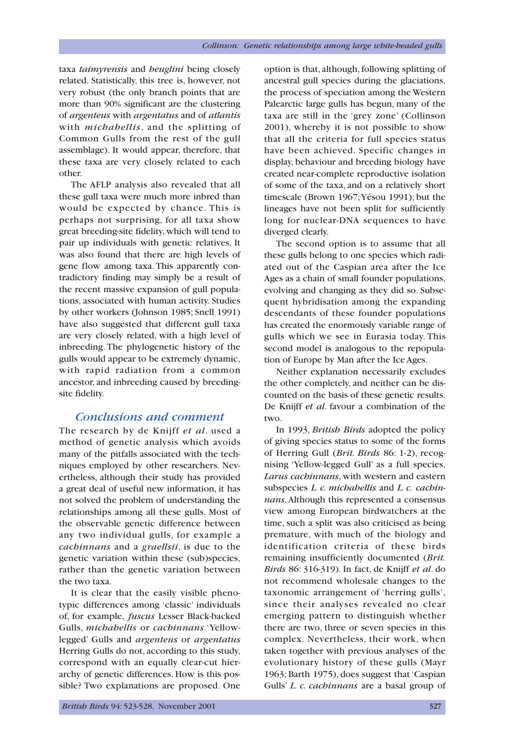taxa *taimyrensis* and *heuglini* being closely related. Statistically, this tree is, however, not very robust (the only branch points that are more than 90% significant are the clustering of *argenteus* with *argentatus* and of *atlantis* with *michahellis*, and the splitting of Common Gulls from the rest of the gull assemblage). It would appear, therefore, that these taxa are very closely related to each other.

The AFLP analysis also revealed that all these gull taxa were much more inbred than would be expected by chance. This is perhaps not surprising, for all taxa show great breeding-site fidelity, which will tend to pair up individuals with genetic relatives. It was also found that there are high levels of gene flow among taxa. This apparently contradictory finding may simply be a result of the recent massive expansion of gull populations, associated with human activity. Studies by other workers (Johnson 1985; Snell 1991) have also suggested that different gull taxa are very closely related, with a high level of inbreeding. The phylogenetic history of the gulls would appear to be extremely dynamic, with rapid radiation from a common ancestor, and inbreeding caused by breeding-site fidelity.

## Conclusions and comment

The research by de Knijff *et al*. used a method of genetic analysis which avoids many of the pitfalls associated with the techniques employed by other researchers. Nevertheless, although their study has provided a great deal of useful new information, it has not solved the problem of understanding the relationships among all these gulls. Most of the observable genetic difference between any two individual gulls, for example a *cachinnans* and a *graellsii*, is due to the genetic variation within these (sub)species, rather than the genetic variation between the two taxa.

It is clear that the easily visible phenotypic differences among 'classic' individuals of, for example, *fuscus* Lesser Black-backed Gulls, *michahellis* or *cachinnans* 'Yellow-legged' Gulls and *argenteus* or *argentatus* Herring Gulls do not, according to this study, correspond with an equally clear-cut hierarchy of genetic differences. How is this possible? Two explanations are proposed. One option is that, although, following splitting of ancestral gull species during the glaciations, the process of speciation among the Western Palearctic large gulls has begun, many of the taxa are still in the 'grey zone' (Collinson 2001), whereby it is not possible to show that all the criteria for full species status have been achieved. Specific changes in display, behaviour and breeding biology have created near-complete reproductive isolation of some of the taxa, and on a relatively short timescale (Brown 1967; Yésou 1991); but the lineages have not been split for sufficiently long for nuclear-DNA sequences to have diverged clearly.

The second option is to assume that all these gulls belong to one species which radiated out of the Caspian area after the Ice Ages as a chain of small founder populations, evolving and changing as they did so. Subsequent hybridisation among the expanding descendants of these founder populations has created the enormously variable range of gulls which we see in Eurasia today. This second model is analogous to the repopulation of Europe by Man after the Ice Ages.

Neither explanation necessarily excludes the other completely, and neither can be discounted on the basis of these genetic results. De Knijff *et al*. favour a combination of the two.

In 1993, *British Birds* adopted the policy of giving species status to some of the forms of Herring Gull (*Brit. Birds* 86: 1-2), recognising 'Yellow-legged Gull' as a full species, *Larus cachinnans*, with western and eastern subspecies *L. c. michahellis* and *L. c. cachinnans*. Although this represented a consensus view among European birdwatchers at the time, such a split was also criticised as being premature, with much of the biology and identification criteria of these birds remaining insufficiently documented (*Brit. Birds* 86: 316-319). In fact, de Knijff *et al*. do not recommend wholesale changes to the taxonomic arrangement of 'herring gulls', since their analyses revealed no clear emerging pattern to distinguish whether there are two, three or seven species in this complex. Nevertheless, their work, when taken together with previous analyses of the evolutionary history of these gulls (Mayr 1963; Barth 1975), does suggest that 'Caspian Gulls' *L. c. cachinnans* are a basal group of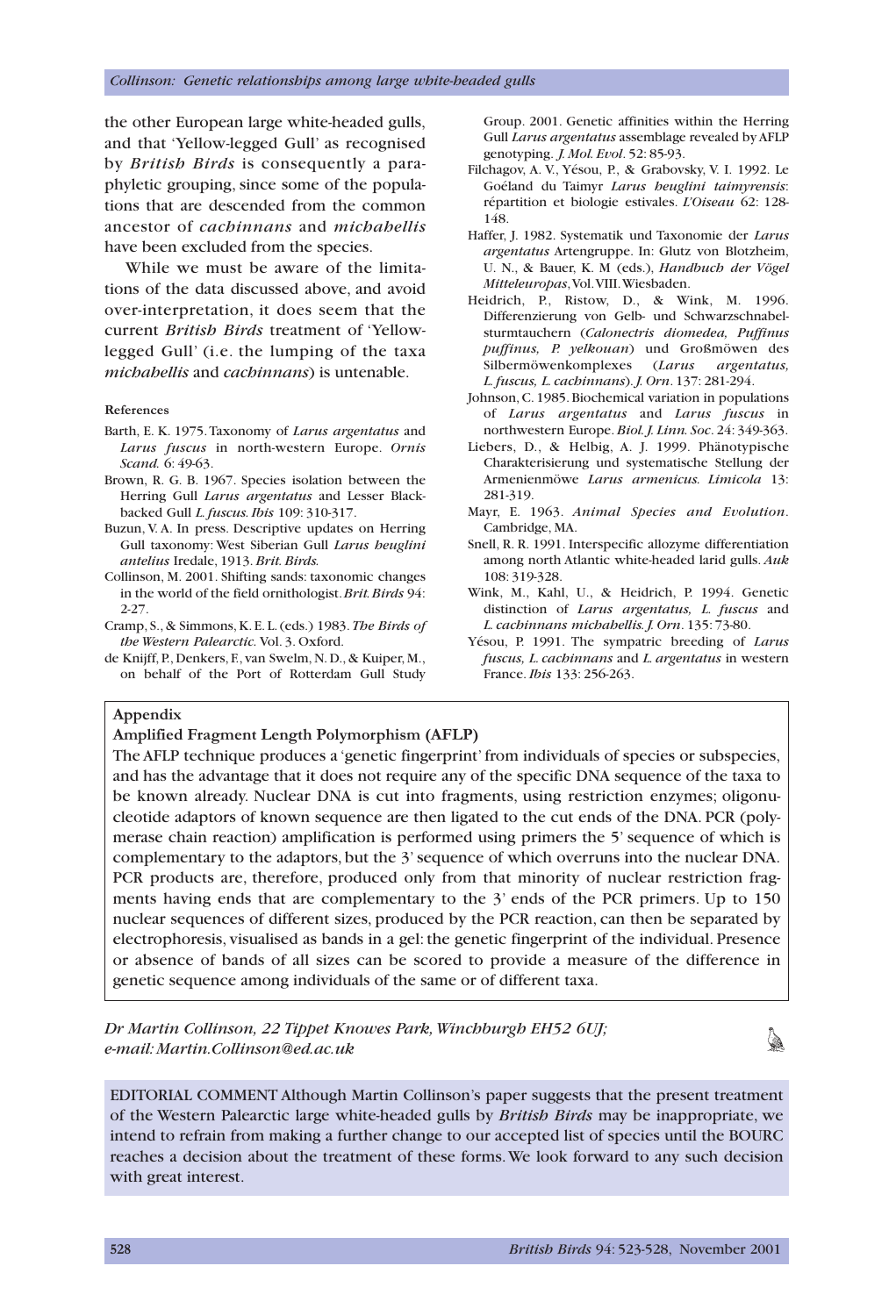the other European large white-headed gulls, and that 'Yellow-legged Gull' as recognised by *British Birds* is consequently a paraphyletic grouping, since some of the populations that are descended from the common ancestor of *cachinnans* and *michahellis* have been excluded from the species.

While we must be aware of the limitations of the data discussed above, and avoid over-interpretation, it does seem that the current *British Birds* treatment of 'Yellow-legged Gull' (i.e. the lumping of the taxa *michahellis* and *cachinnans*) is untenable.

#### References

Barth, E. K. 1975. Taxonomy of *Larus argentatus* and *Larus fuscus* in north-western Europe. *Ornis Scand.* 6: 49-63.

Brown, R. G. B. 1967. Species isolation between the Herring Gull *Larus argentatus* and Lesser Black-backed Gull *L. fuscus*. *Ibis* 109: 310-317.

Buzun, V. A. In press. Descriptive updates on Herring Gull taxonomy: West Siberian Gull *Larus heuglini antelius* Iredale, 1913. *Brit. Birds.*

Collinson, M. 2001. Shifting sands: taxonomic changes in the world of the field ornithologist. *Brit. Birds* 94: 2-27.

Cramp, S., & Simmons, K. E. L. (eds.) 1983. *The Birds of the Western Palearctic.* Vol. 3. Oxford.

de Knijff, P., Denkers, F., van Swelm, N. D., & Kuiper, M., on behalf of the Port of Rotterdam Gull Study Group. 2001. Genetic affinities within the Herring Gull *Larus argentatus* assemblage revealed by AFLP genotyping. *J. Mol. Evol*. 52: 85-93.

Filchagov, A. V., Yésou, P., & Grabovsky, V. I. 1992. Le Goéland du Taimyr *Larus heuglini taimyrensis*: répartition et biologie estivales. *L'Oiseau* 62: 128-148.

Haffer, J. 1982. Systematik und Taxonomie der *Larus argentatus* Artengruppe. In: Glutz von Blotzheim, U. N., & Bauer, K. M (eds.), *Handbuch der Vögel Mitteleuropas*, Vol. VIII. Wiesbaden.

Heidrich, P., Ristow, D., & Wink, M. 1996. Differenzierung von Gelb- und Schwarzschnabelsturmtauchern (*Calonectris diomedea, Puffinus puffinus, P. yelkouan*) und Großmöwen des Silbermöwenkomplexes (*Larus argentatus, L. fuscus, L. cachinnans*). *J. Orn*. 137: 281-294.

Johnson, C. 1985. Biochemical variation in populations of *Larus argentatus* and *Larus fuscus* in northwestern Europe. *Biol. J. Linn. Soc*. 24: 349-363.

Liebers, D., & Helbig, A. J. 1999. Phänotypische Charakterisierung und systematische Stellung der Armenienmöwe *Larus armenicus. Limicola* 13: 281-319.

Mayr, E. 1963. *Animal Species and Evolution*. Cambridge, MA.

Snell, R. R. 1991. Interspecific allozyme differentiation among north Atlantic white-headed larid gulls. *Auk* 108: 319-328.

Wink, M., Kahl, U., & Heidrich, P. 1994. Genetic distinction of *Larus argentatus, L. fuscus* and *L. cachinnans michahellis*. *J. Orn*. 135: 73-80.

Yésou, P. 1991. The sympatric breeding of *Larus fuscus, L. cachinnans* and *L. argentatus* in western France. *Ibis* 133: 256-263.

#### Appendix

**Amplified Fragment Length Polymorphism (AFLP)**

The AFLP technique produces a 'genetic fingerprint' from individuals of species or subspecies, and has the advantage that it does not require any of the specific DNA sequence of the taxa to be known already. Nuclear DNA is cut into fragments, using restriction enzymes; oligonucleotide adaptors of known sequence are then ligated to the cut ends of the DNA. PCR (polymerase chain reaction) amplification is performed using primers the 5' sequence of which is complementary to the adaptors, but the 3' sequence of which overruns into the nuclear DNA. PCR products are, therefore, produced only from that minority of nuclear restriction fragments having ends that are complementary to the 3' ends of the PCR primers. Up to 150 nuclear sequences of different sizes, produced by the PCR reaction, can then be separated by electrophoresis, visualised as bands in a gel: the genetic fingerprint of the individual. Presence or absence of bands of all sizes can be scored to provide a measure of the difference in genetic sequence among individuals of the same or of different taxa.

*Dr Martin Collinson, 22 Tippet Knowes Park, Winchburgh EH52 6UJ; e-mail: Martin.Collinson@ed.ac.uk*

EDITORIAL COMMENT Although Martin Collinson's paper suggests that the present treatment of the Western Palearctic large white-headed gulls by *British Birds* may be inappropriate, we intend to refrain from making a further change to our accepted list of species until the BOURC reaches a decision about the treatment of these forms. We look forward to any such decision with great interest.